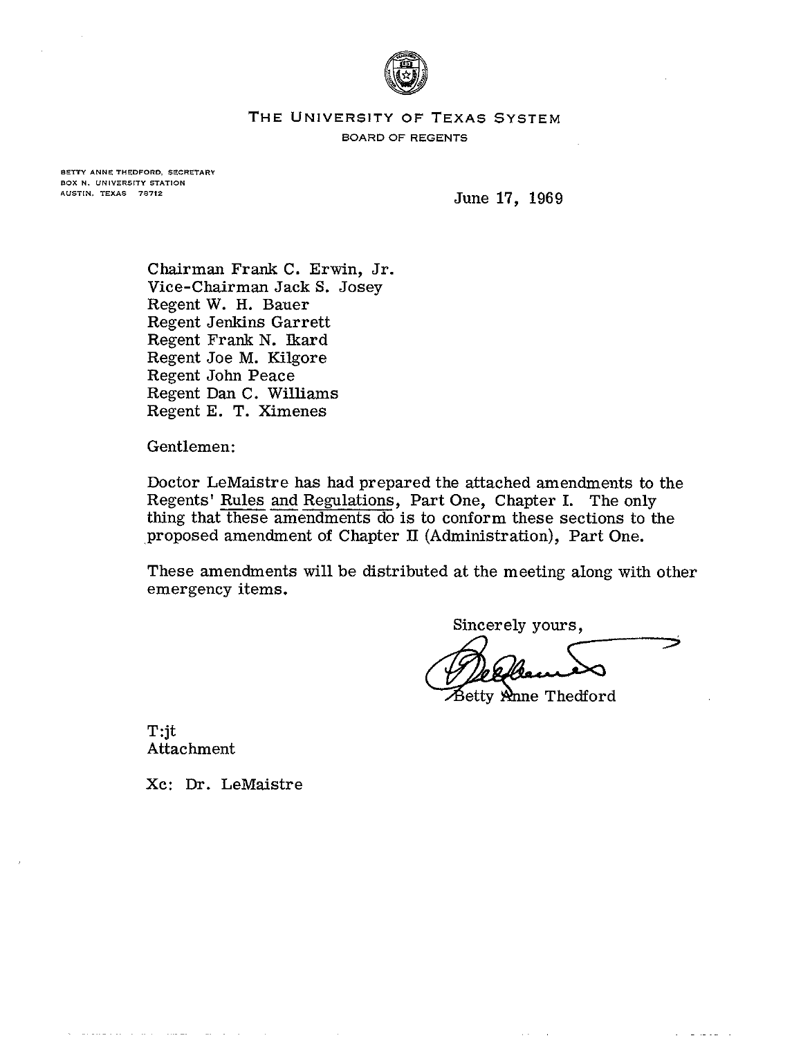THE UNIVERSITY OF TEXAS SYSTEM

BOARD OF REGENTS

BETTY ANNE THEDFORD, SECRETARY
BOX N, UNIVERSITY STATION
AUSTIN, TEXAS 78712

June 17, 1969

Chairman Frank C. Erwin, Jr.
Vice-Chairman Jack S. Josey
Regent W. H. Bauer
Regent Jenkins Garrett
Regent Frank N. Ikard
Regent Joe M. Kilgore
Regent John Peace
Regent Dan C. Williams
Regent E. T. Ximenes

Gentlemen:

Doctor LeMaistre has had prepared the attached amendments to the Regents' Rules and Regulations, Part One, Chapter I. The only thing that these amendments do is to conform these sections to the proposed amendment of Chapter II (Administration), Part One.

These amendments will be distributed at the meeting along with other emergency items.

Sincerely yours,

Betty Anne Thedford

T:jt
Attachment

Xc: Dr. LeMaistre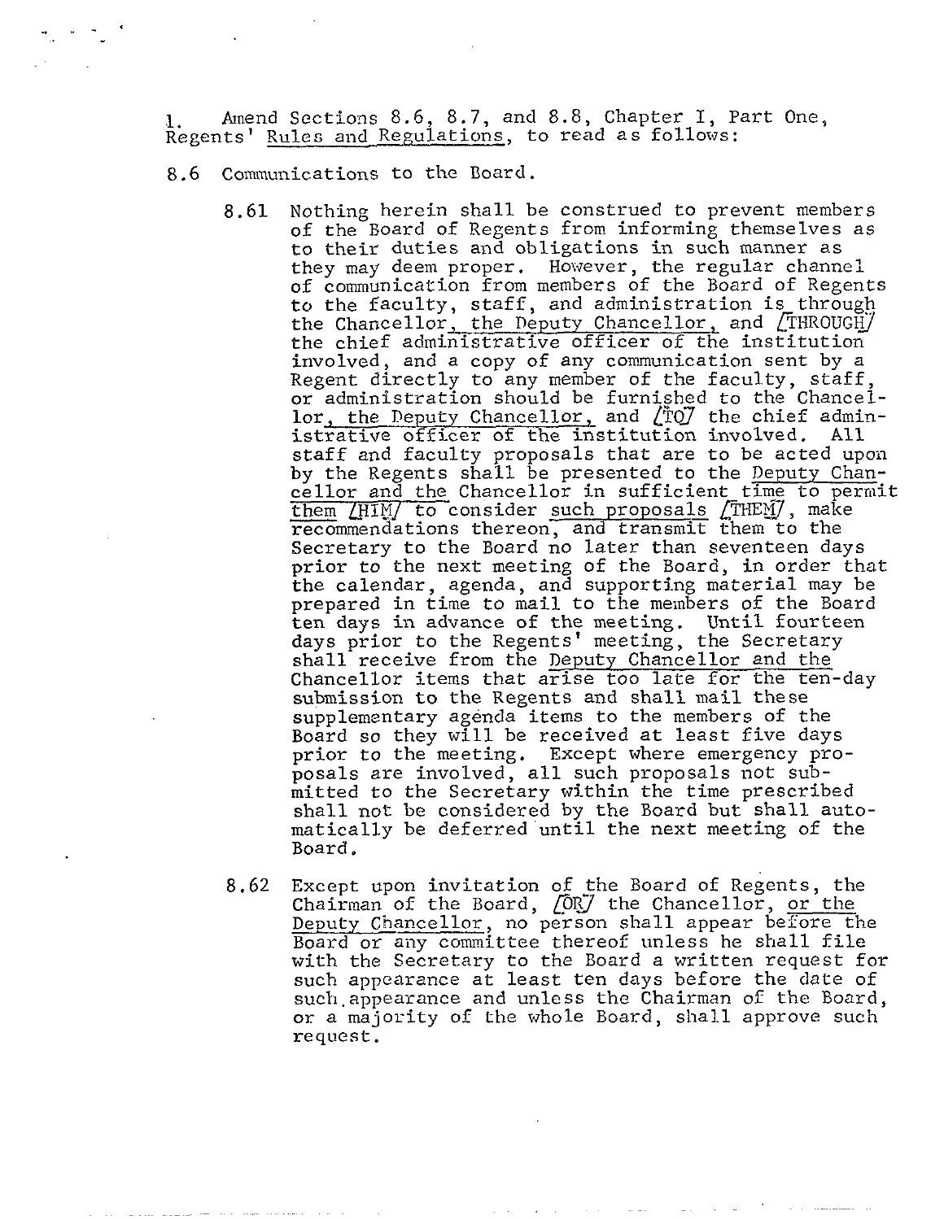1. Amend Sections 8.6, 8.7, and 8.8, Chapter I, Part One, Regents' Rules and Regulations, to read as follows:

8.6 Communications to the Board.

8.61 Nothing herein shall be construed to prevent members of the Board of Regents from informing themselves as to their duties and obligations in such manner as they may deem proper. However, the regular channel of communication from members of the Board of Regents to the faculty, staff, and administration is through the Chancellor, the Deputy Chancellor, and [THROUGH] the chief administrative officer of the institution involved, and a copy of any communication sent by a Regent directly to any member of the faculty, staff, or administration should be furnished to the Chancellor, the Deputy Chancellor, and [TO] the chief administrative officer of the institution involved. All staff and faculty proposals that are to be acted upon by the Regents shall be presented to the Deputy Chancellor and the Chancellor in sufficient time to permit them [HIM] to consider such proposals [THEM], make recommendations thereon, and transmit them to the Secretary to the Board no later than seventeen days prior to the next meeting of the Board, in order that the calendar, agenda, and supporting material may be prepared in time to mail to the members of the Board ten days in advance of the meeting. Until fourteen days prior to the Regents' meeting, the Secretary shall receive from the Deputy Chancellor and the Chancellor items that arise too late for the ten-day submission to the Regents and shall mail these supplementary agenda items to the members of the Board so they will be received at least five days prior to the meeting. Except where emergency proposals are involved, all such proposals not submitted to the Secretary within the time prescribed shall not be considered by the Board but shall automatically be deferred until the next meeting of the Board.

8.62 Except upon invitation of the Board of Regents, the Chairman of the Board, [OR] the Chancellor, or the Deputy Chancellor, no person shall appear before the Board or any committee thereof unless he shall file with the Secretary to the Board a written request for such appearance at least ten days before the date of such appearance and unless the Chairman of the Board, or a majority of the whole Board, shall approve such request.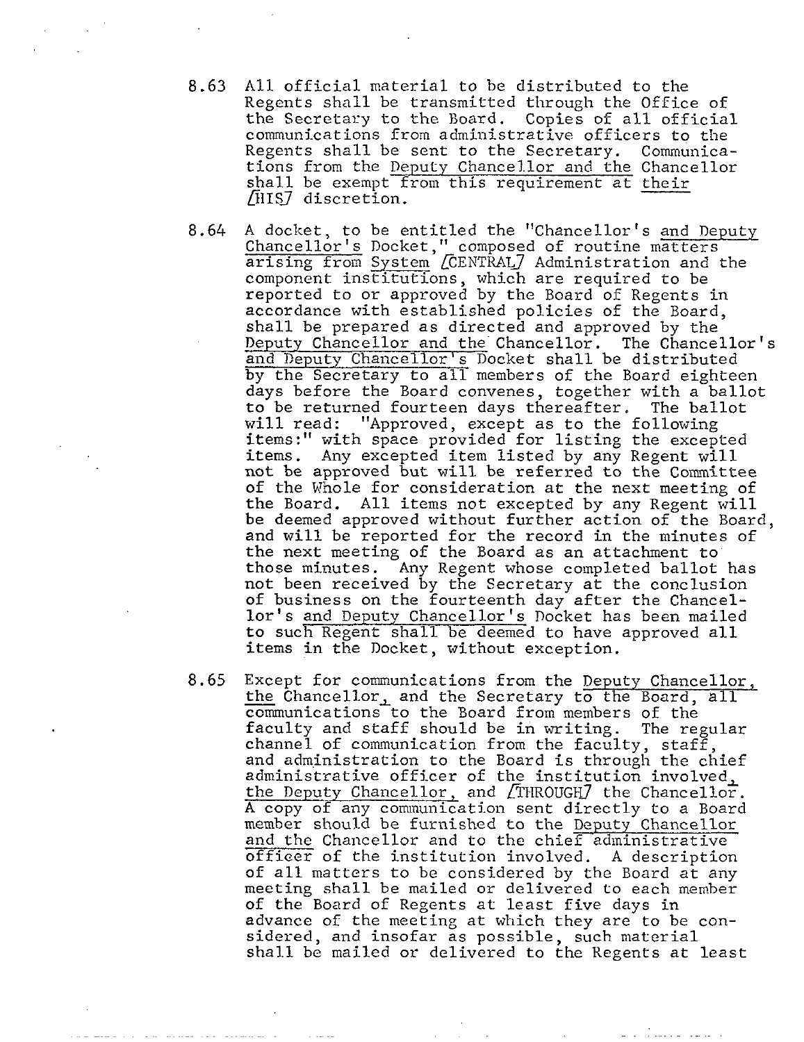8.63 All official material to be distributed to the Regents shall be transmitted through the Office of the Secretary to the Board. Copies of all official communications from administrative officers to the Regents shall be sent to the Secretary. Communications from the Deputy Chancellor and the Chancellor shall be exempt from this requirement at their [HIS] discretion.

8.64 A docket, to be entitled the "Chancellor's and Deputy Chancellor's Docket," composed of routine matters arising from System [CENTRAL] Administration and the component institutions, which are required to be reported to or approved by the Board of Regents in accordance with established policies of the Board, shall be prepared as directed and approved by the Deputy Chancellor and the Chancellor. The Chancellor's and Deputy Chancellor's Docket shall be distributed by the Secretary to all members of the Board eighteen days before the Board convenes, together with a ballot to be returned fourteen days thereafter. The ballot will read: "Approved, except as to the following items:" with space provided for listing the excepted items. Any excepted item listed by any Regent will not be approved but will be referred to the Committee of the Whole for consideration at the next meeting of the Board. All items not excepted by any Regent will be deemed approved without further action of the Board, and will be reported for the record in the minutes of the next meeting of the Board as an attachment to those minutes. Any Regent whose completed ballot has not been received by the Secretary at the conclusion of business on the fourteenth day after the Chancellor's and Deputy Chancellor's Docket has been mailed to such Regent shall be deemed to have approved all items in the Docket, without exception.

8.65 Except for communications from the Deputy Chancellor, the Chancellor, and the Secretary to the Board, all communications to the Board from members of the faculty and staff should be in writing. The regular channel of communication from the faculty, staff, and administration to the Board is through the chief administrative officer of the institution involved, the Deputy Chancellor, and [THROUGH] the Chancellor. A copy of any communication sent directly to a Board member should be furnished to the Deputy Chancellor and the Chancellor and to the chief administrative officer of the institution involved. A description of all matters to be considered by the Board at any meeting shall be mailed or delivered to each member of the Board of Regents at least five days in advance of the meeting at which they are to be considered, and insofar as possible, such material shall be mailed or delivered to the Regents at least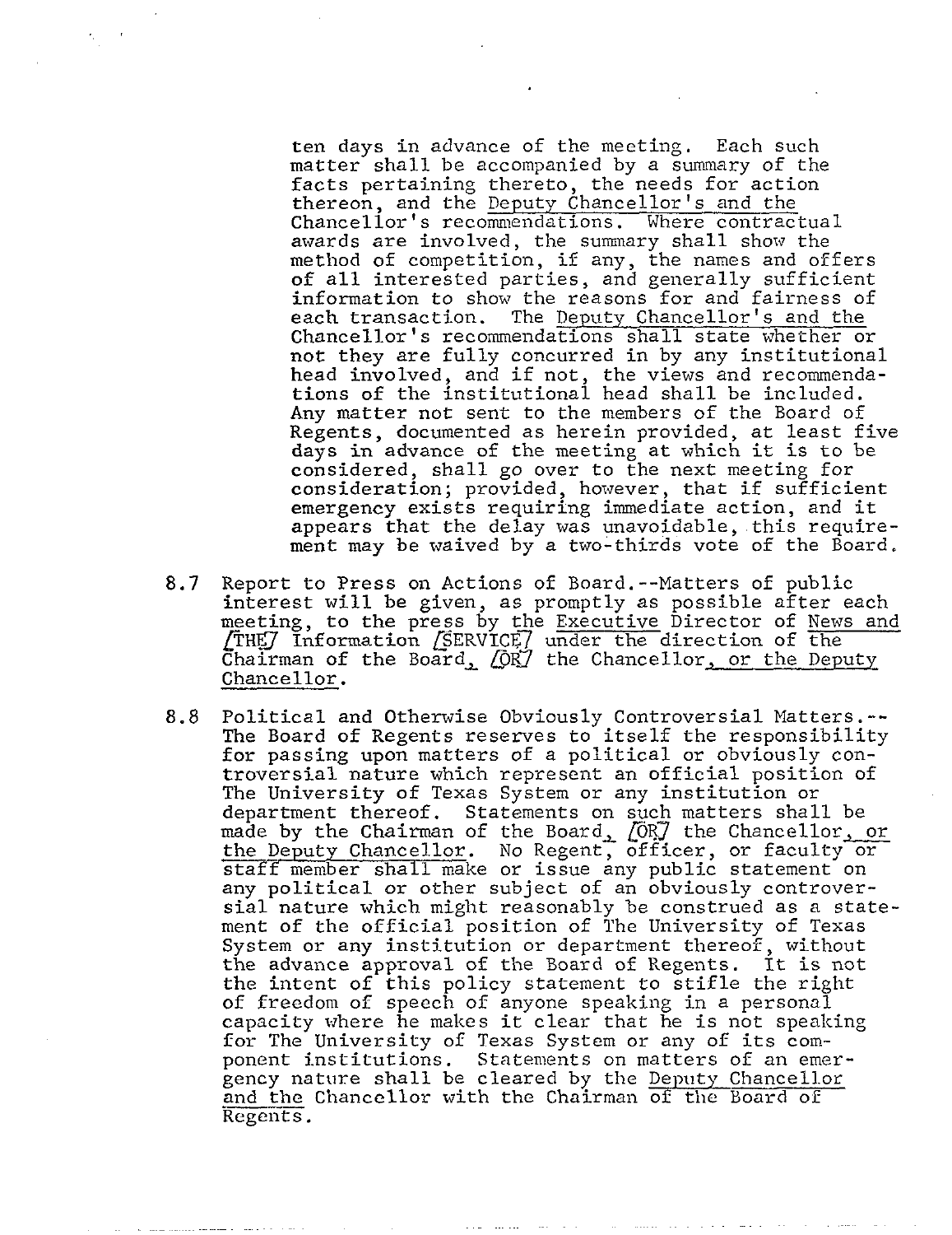ten days in advance of the meeting. Each such matter shall be accompanied by a summary of the facts pertaining thereto, the needs for action thereon, and the <u>Deputy Chancellor's and the</u> Chancellor's recommendations. Where contractual awards are involved, the summary shall show the method of competition, if any, the names and offers of all interested parties, and generally sufficient information to show the reasons for and fairness of each transaction. The <u>Deputy Chancellor's and the</u> Chancellor's recommendations shall state whether or not they are fully concurred in by any institutional head involved, and if not, the views and recommendations of the institutional head shall be included. Any matter not sent to the members of the Board of Regents, documented as herein provided, at least five days in advance of the meeting at which it is to be considered, shall go over to the next meeting for consideration; provided, however, that if sufficient emergency exists requiring immediate action, and it appears that the delay was unavoidable, this requirement may be waived by a two-thirds vote of the Board.

8.7 Report to Press on Actions of Board.--Matters of public interest will be given, as promptly as possible after each meeting, to the press by the <u>Executive</u> Director of <u>News and</u> [THE] Information [SERVICE] under the direction of the Chairman of the Board<u>,</u> [OR] the Chancellor<u>, or the Deputy Chancellor</u>.

8.8 Political and Otherwise Obviously Controversial Matters.--The Board of Regents reserves to itself the responsibility for passing upon matters of a political or obviously controversial nature which represent an official position of The University of Texas System or any institution or department thereof. Statements on such matters shall be made by the Chairman of the Board<u>,</u> [OR] the Chancellor<u>, or the Deputy Chancellor</u>. No Regent, officer, or faculty or staff member shall make or issue any public statement on any political or other subject of an obviously controversial nature which might reasonably be construed as a statement of the official position of The University of Texas System or any institution or department thereof, without the advance approval of the Board of Regents. It is not the intent of this policy statement to stifle the right of freedom of speech of anyone speaking in a personal capacity where he makes it clear that he is not speaking for The University of Texas System or any of its component institutions. Statements on matters of an emergency nature shall be cleared by the <u>Deputy Chancellor and the</u> Chancellor with the Chairman of the Board of Regents.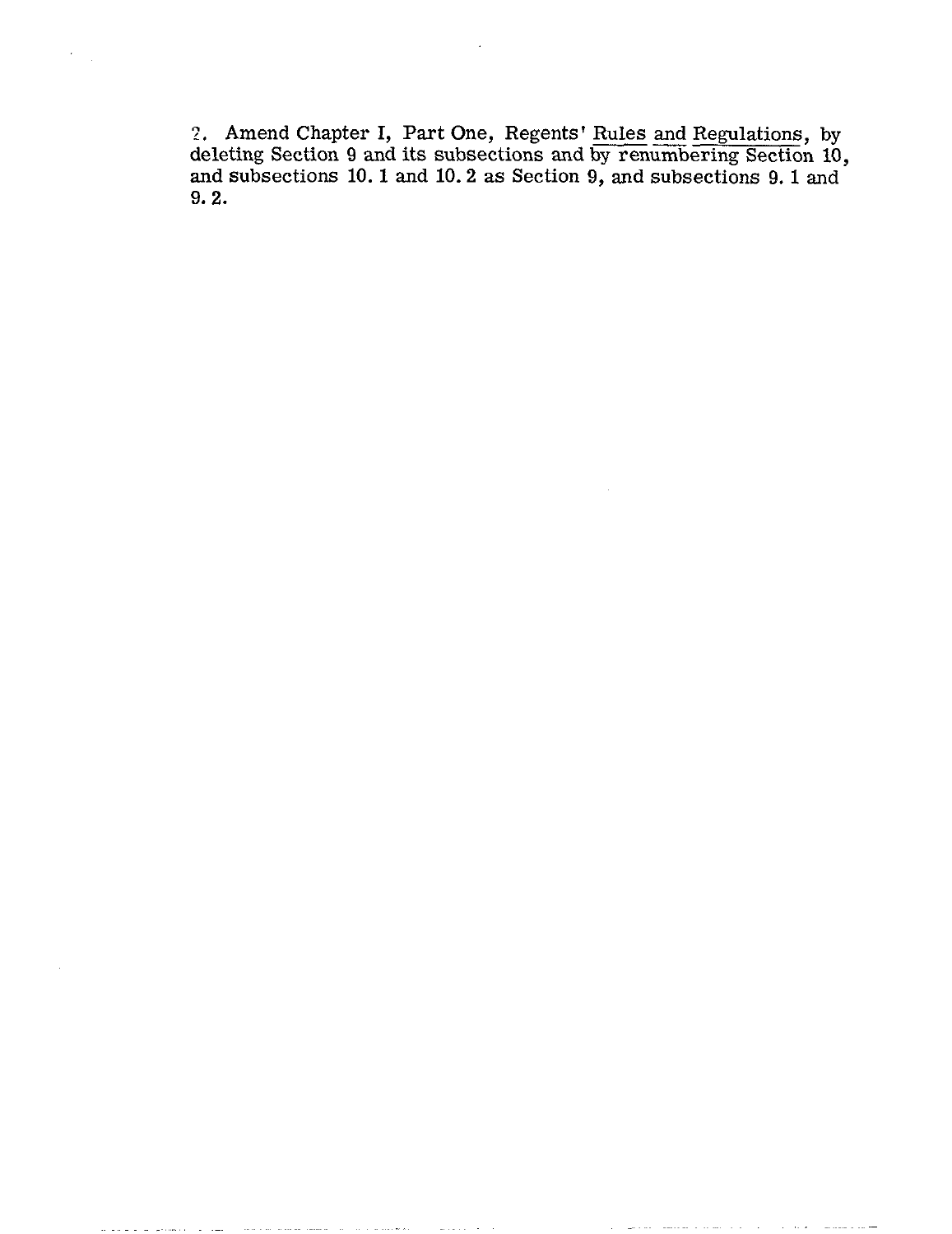2. Amend Chapter I, Part One, Regents' Rules and Regulations, by deleting Section 9 and its subsections and by renumbering Section 10, and subsections 10.1 and 10.2 as Section 9, and subsections 9.1 and 9.2.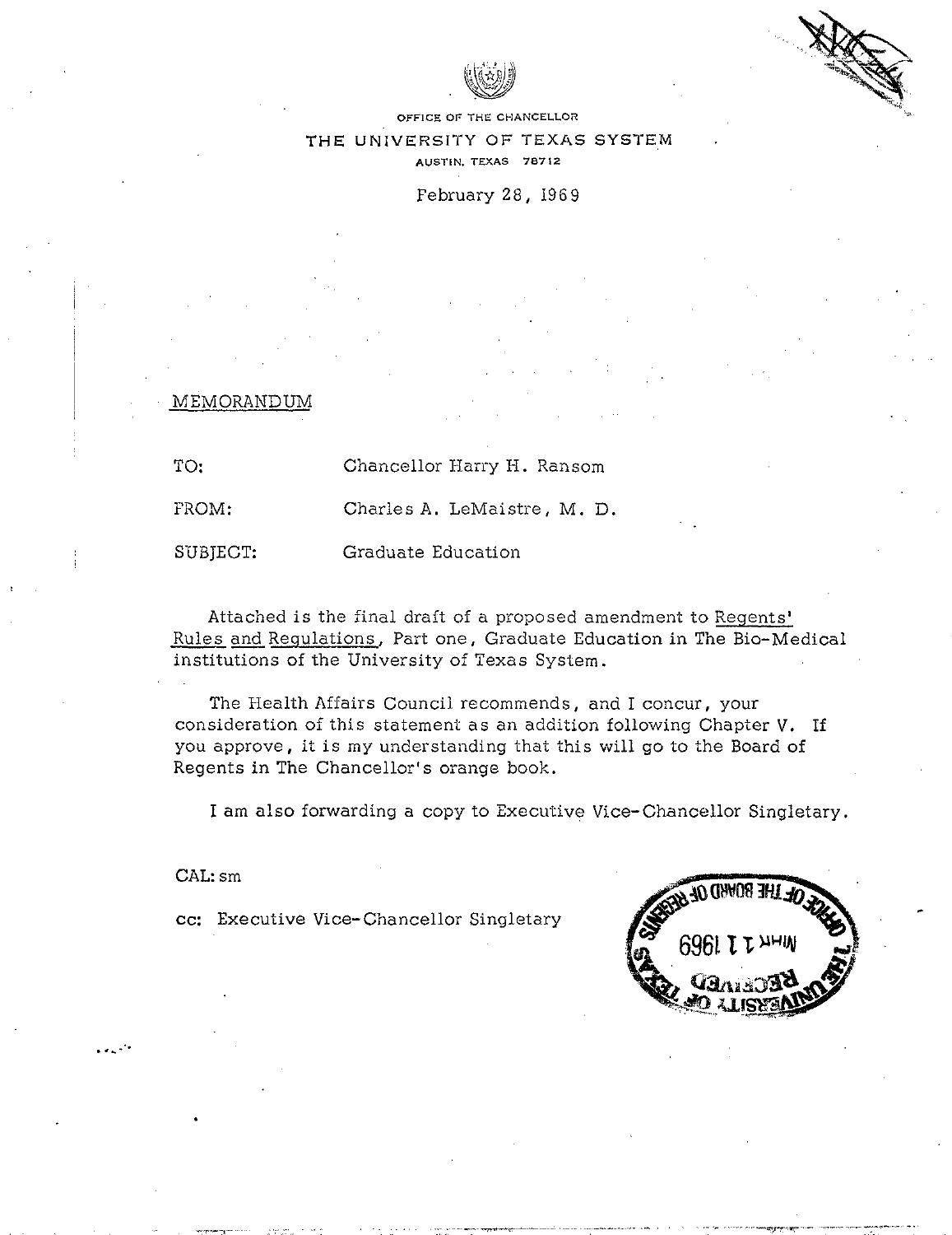OFFICE OF THE CHANCELLOR

THE UNIVERSITY OF TEXAS SYSTEM

AUSTIN, TEXAS 78712

February 28, 1969

MEMORANDUM

TO: Chancellor Harry H. Ransom

FROM: Charles A. LeMaistre, M. D.

SUBJECT: Graduate Education

Attached is the final draft of a proposed amendment to Regents' Rules and Regulations, Part one, Graduate Education in The Bio-Medical institutions of the University of Texas System.

The Health Affairs Council recommends, and I concur, your consideration of this statement as an addition following Chapter V. If you approve, it is my understanding that this will go to the Board of Regents in The Chancellor's orange book.

I am also forwarding a copy to Executive Vice-Chancellor Singletary.

CAL: sm

cc: Executive Vice-Chancellor Singletary

OFFICE OF THE BOARD OF REGENTS
MAR 11 1969
RECEIVED
THE UNIVERSITY OF TEXAS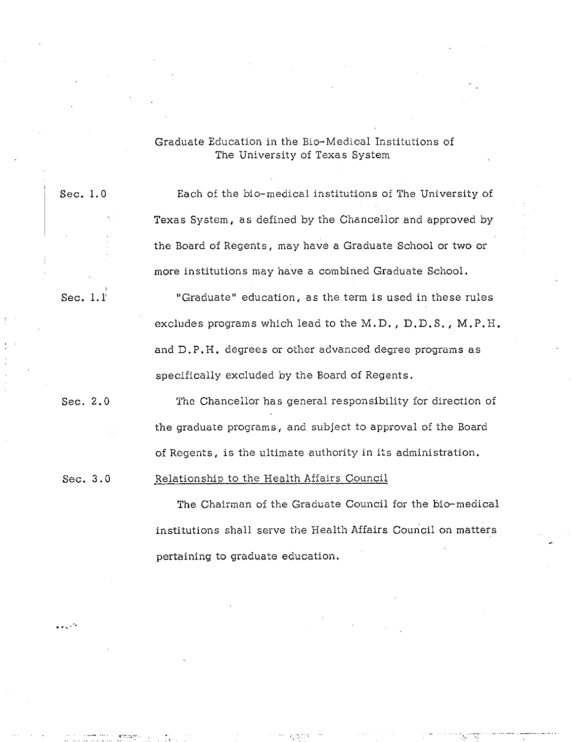## Graduate Education in the Bio-Medical Institutions of The University of Texas System

Sec. 1.0 Each of the bio-medical institutions of The University of Texas System, as defined by the Chancellor and approved by the Board of Regents, may have a Graduate School or two or more institutions may have a combined Graduate School.

Sec. 1.1 "Graduate" education, as the term is used in these rules excludes programs which lead to the M.D., D.D.S., M.P.H. and D.P.H. degrees or other advanced degree programs as specifically excluded by the Board of Regents.

Sec. 2.0 The Chancellor has general responsibility for direction of the graduate programs, and subject to approval of the Board of Regents, is the ultimate authority in its administration.

Sec. 3.0 <u>Relationship to the Health Affairs Council</u>

The Chairman of the Graduate Council for the bio-medical institutions shall serve the Health Affairs Council on matters pertaining to graduate education.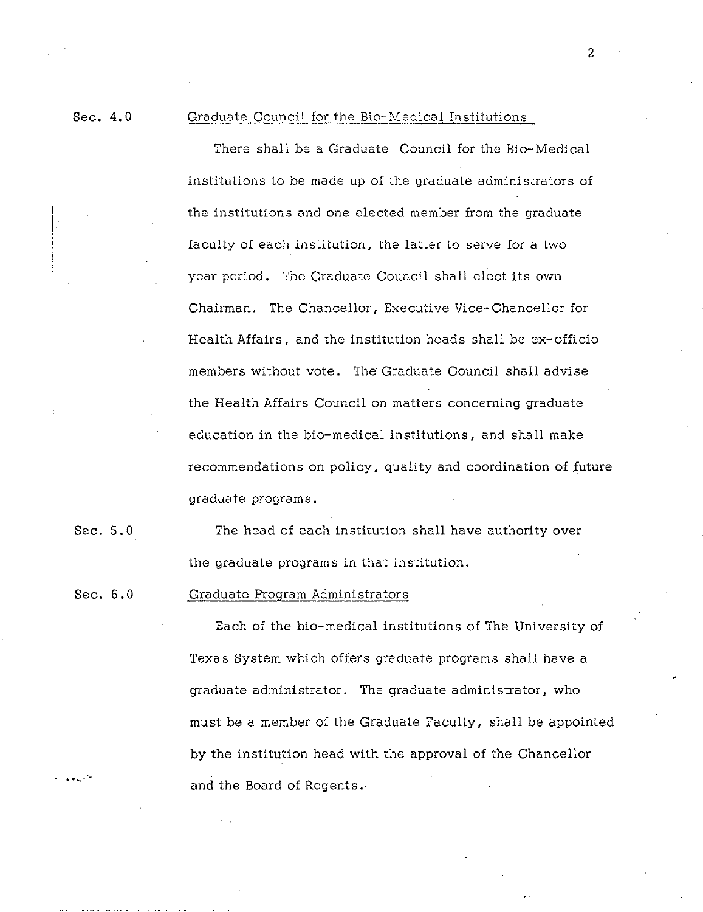Sec. 4.0 Graduate Council for the Bio-Medical Institutions

There shall be a Graduate Council for the Bio-Medical institutions to be made up of the graduate administrators of the institutions and one elected member from the graduate faculty of each institution, the latter to serve for a two year period. The Graduate Council shall elect its own Chairman. The Chancellor, Executive Vice-Chancellor for Health Affairs, and the institution heads shall be ex-officio members without vote. The Graduate Council shall advise the Health Affairs Council on matters concerning graduate education in the bio-medical institutions, and shall make recommendations on policy, quality and coordination of future graduate programs.

Sec. 5.0 The head of each institution shall have authority over the graduate programs in that institution.

Sec. 6.0 Graduate Program Administrators

Each of the bio-medical institutions of The University of Texas System which offers graduate programs shall have a graduate administrator. The graduate administrator, who must be a member of the Graduate Faculty, shall be appointed by the institution head with the approval of the Chancellor and the Board of Regents.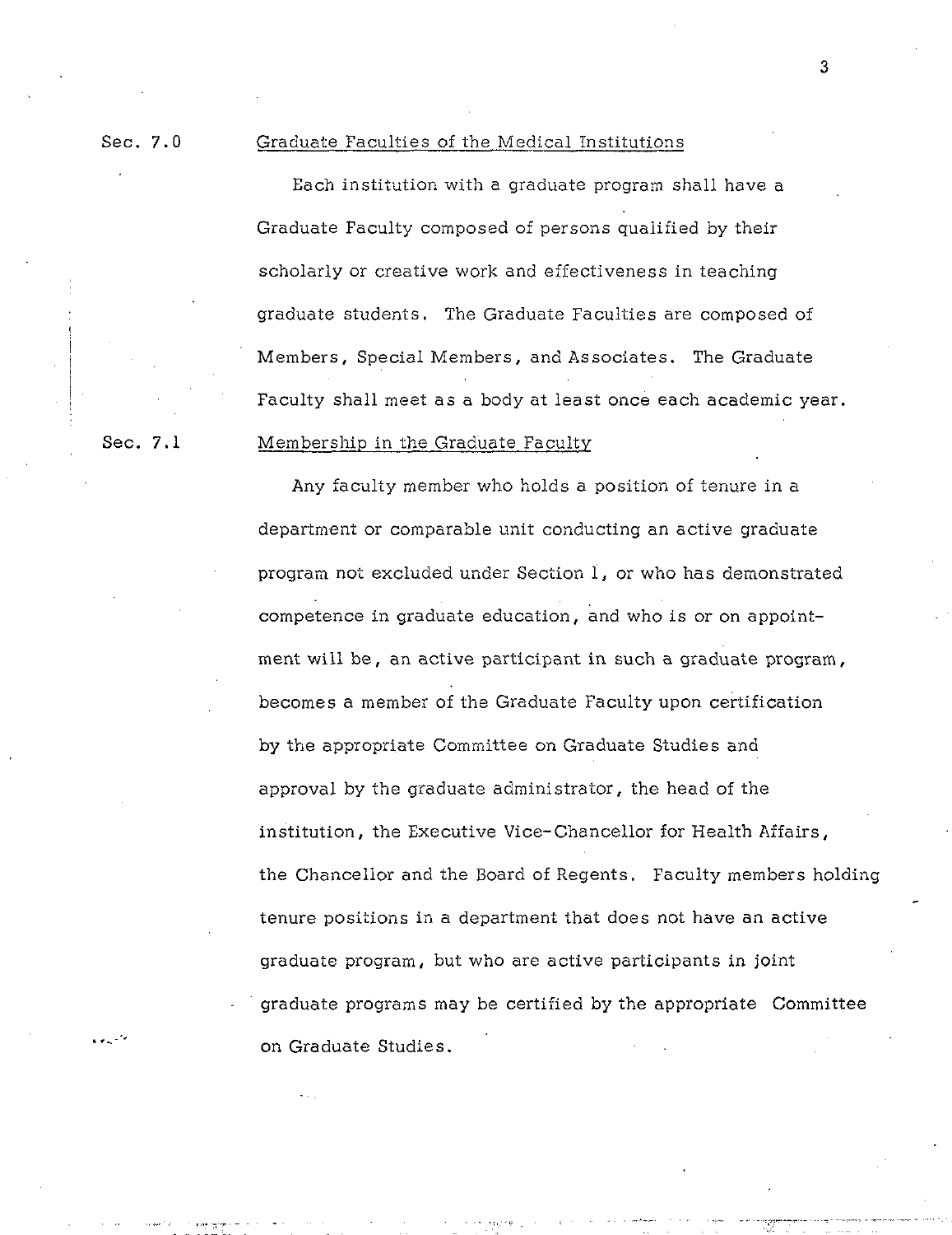Sec. 7.0 Graduate Faculties of the Medical Institutions

Each institution with a graduate program shall have a Graduate Faculty composed of persons qualified by their scholarly or creative work and effectiveness in teaching graduate students. The Graduate Faculties are composed of Members, Special Members, and Associates. The Graduate Faculty shall meet as a body at least once each academic year.

Sec. 7.1 Membership in the Graduate Faculty

Any faculty member who holds a position of tenure in a department or comparable unit conducting an active graduate program not excluded under Section 1, or who has demonstrated competence in graduate education, and who is or on appointment will be, an active participant in such a graduate program, becomes a member of the Graduate Faculty upon certification by the appropriate Committee on Graduate Studies and approval by the graduate administrator, the head of the institution, the Executive Vice-Chancellor for Health Affairs, the Chancellor and the Board of Regents. Faculty members holding tenure positions in a department that does not have an active graduate program, but who are active participants in joint graduate programs may be certified by the appropriate Committee on Graduate Studies.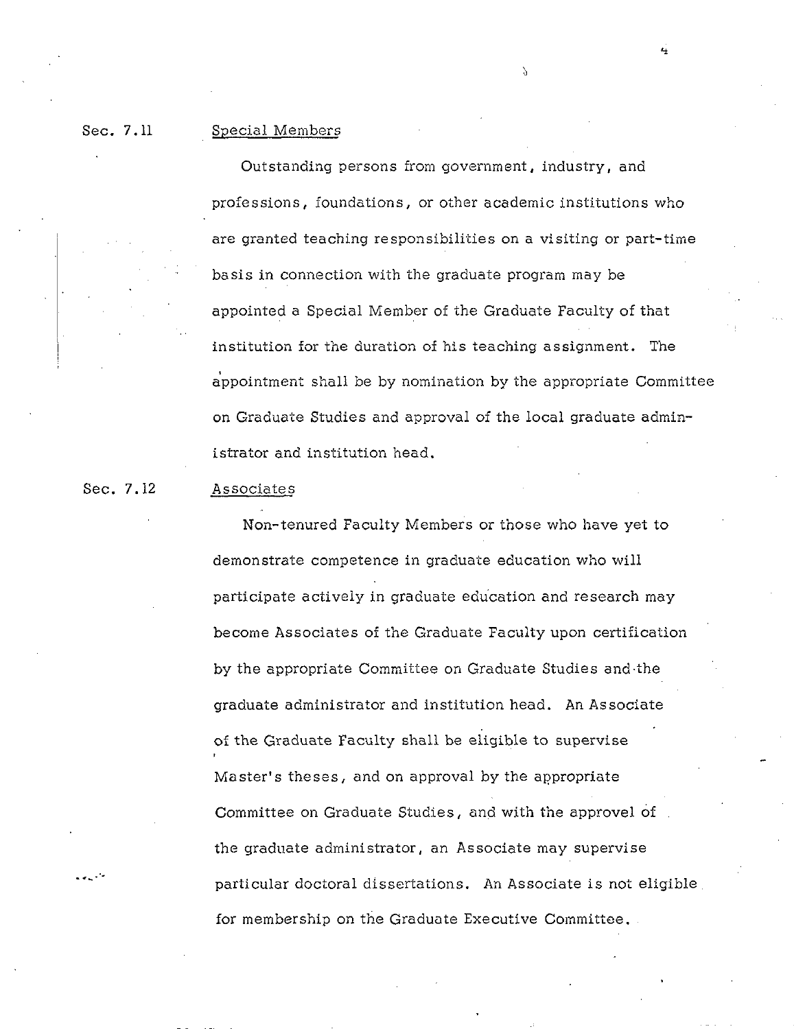Sec. 7.11 Special Members

Outstanding persons from government, industry, and professions, foundations, or other academic institutions who are granted teaching responsibilities on a visiting or part-time basis in connection with the graduate program may be appointed a Special Member of the Graduate Faculty of that institution for the duration of his teaching assignment. The appointment shall be by nomination by the appropriate Committee on Graduate Studies and approval of the local graduate administrator and institution head.

Sec. 7.12 Associates

Non-tenured Faculty Members or those who have yet to demonstrate competence in graduate education who will participate actively in graduate education and research may become Associates of the Graduate Faculty upon certification by the appropriate Committee on Graduate Studies and the graduate administrator and institution head. An Associate of the Graduate Faculty shall be eligible to supervise Master's theses, and on approval by the appropriate Committee on Graduate Studies, and with the approvel of the graduate administrator, an Associate may supervise particular doctoral dissertations. An Associate is not eligible for membership on the Graduate Executive Committee.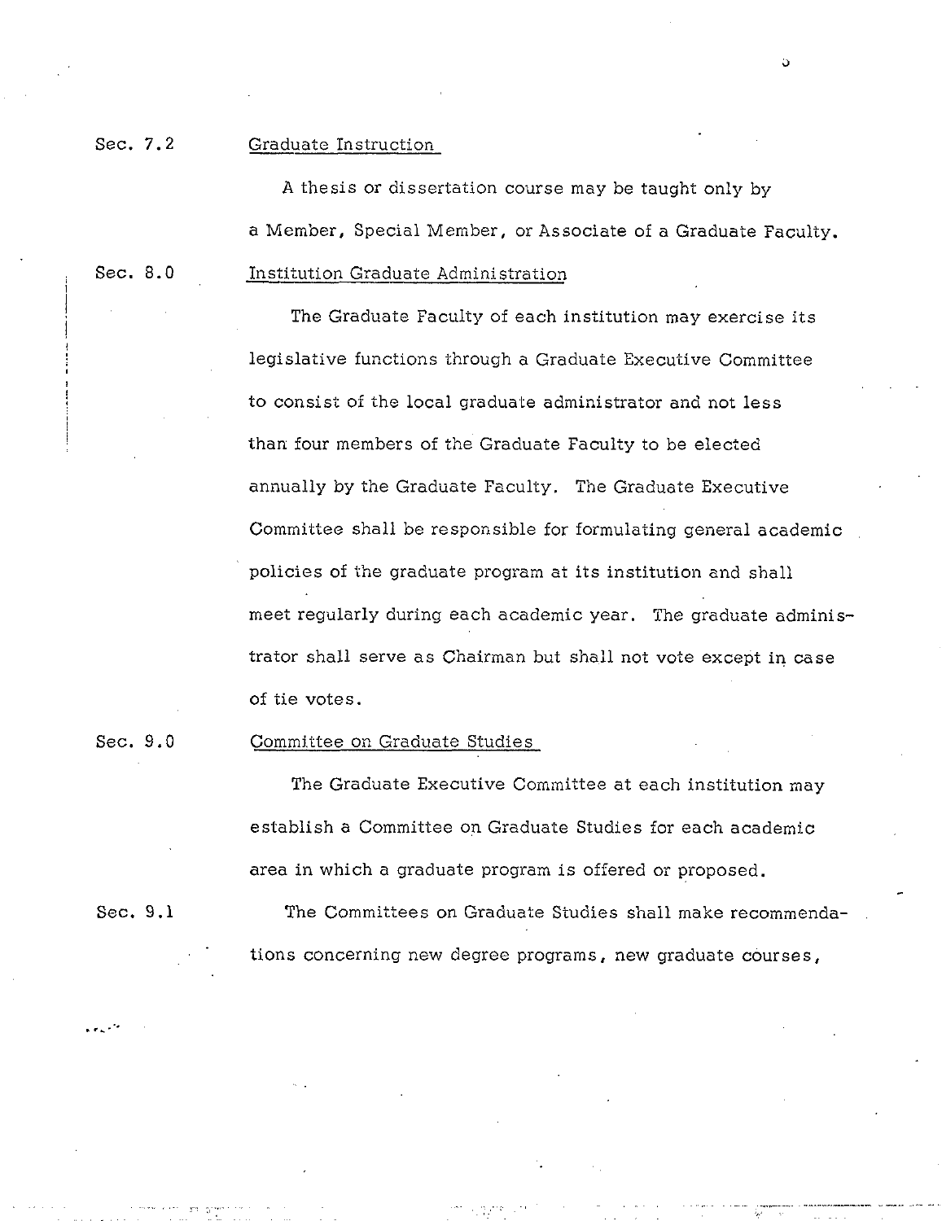Sec. 7.2 Graduate Instruction

A thesis or dissertation course may be taught only by a Member, Special Member, or Associate of a Graduate Faculty.

Sec. 8.0 Institution Graduate Administration

The Graduate Faculty of each institution may exercise its legislative functions through a Graduate Executive Committee to consist of the local graduate administrator and not less than four members of the Graduate Faculty to be elected annually by the Graduate Faculty. The Graduate Executive Committee shall be responsible for formulating general academic policies of the graduate program at its institution and shall meet regularly during each academic year. The graduate administrator shall serve as Chairman but shall not vote except in case of tie votes.

Sec. 9.0 Committee on Graduate Studies

The Graduate Executive Committee at each institution may establish a Committee on Graduate Studies for each academic area in which a graduate program is offered or proposed.

Sec. 9.1 The Committees on Graduate Studies shall make recommendations concerning new degree programs, new graduate courses,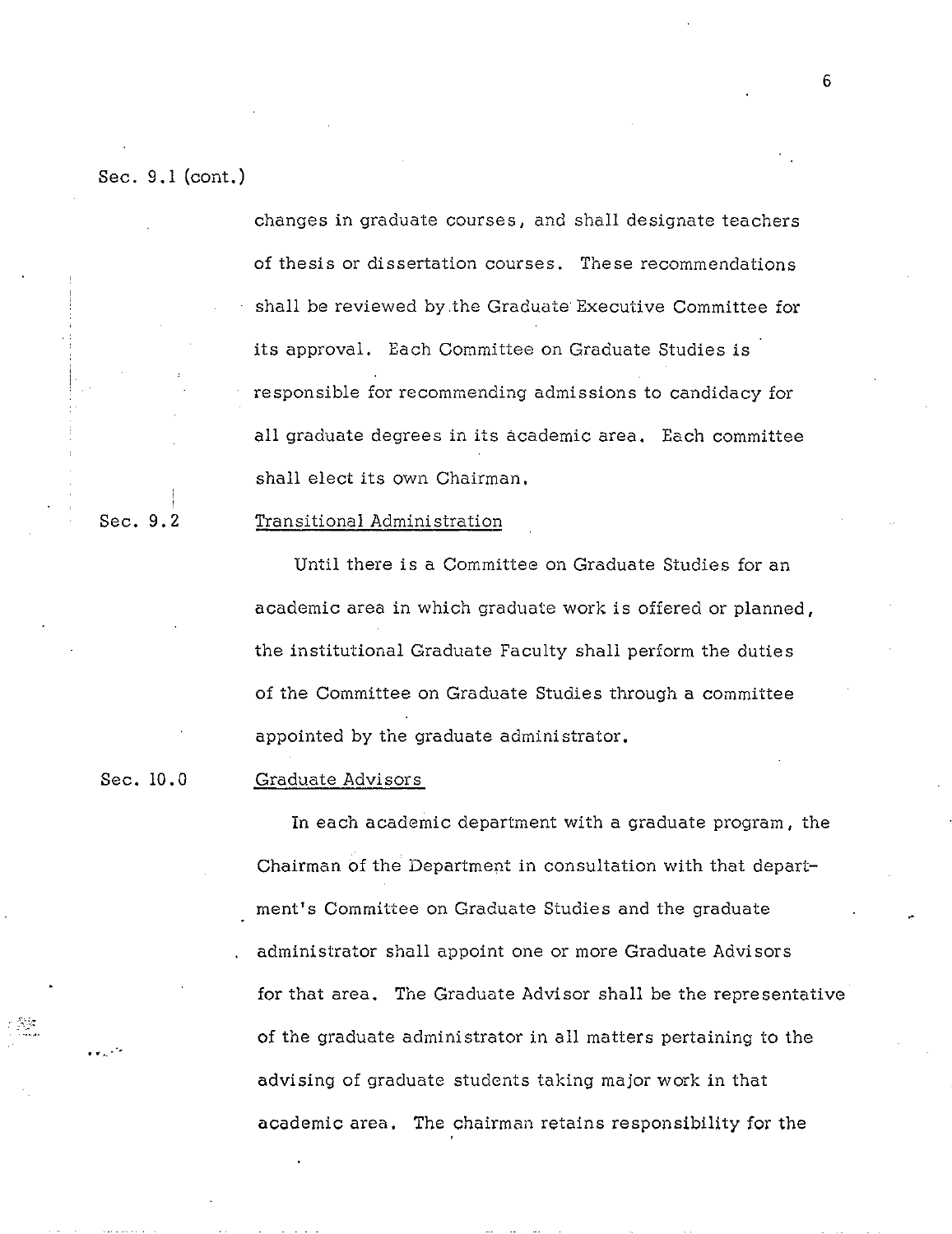Sec. 9.1 (cont.)

changes in graduate courses, and shall designate teachers of thesis or dissertation courses. These recommendations shall be reviewed by the Graduate Executive Committee for its approval. Each Committee on Graduate Studies is responsible for recommending admissions to candidacy for all graduate degrees in its academic area. Each committee shall elect its own Chairman.

Sec. 9.2 <u>Transitional Administration</u>

Until there is a Committee on Graduate Studies for an academic area in which graduate work is offered or planned, the institutional Graduate Faculty shall perform the duties of the Committee on Graduate Studies through a committee appointed by the graduate administrator.

Sec. 10.0 <u>Graduate Advisors</u>

In each academic department with a graduate program, the Chairman of the Department in consultation with that department's Committee on Graduate Studies and the graduate administrator shall appoint one or more Graduate Advisors for that area. The Graduate Advisor shall be the representative of the graduate administrator in all matters pertaining to the advising of graduate students taking major work in that academic area. The chairman retains responsibility for the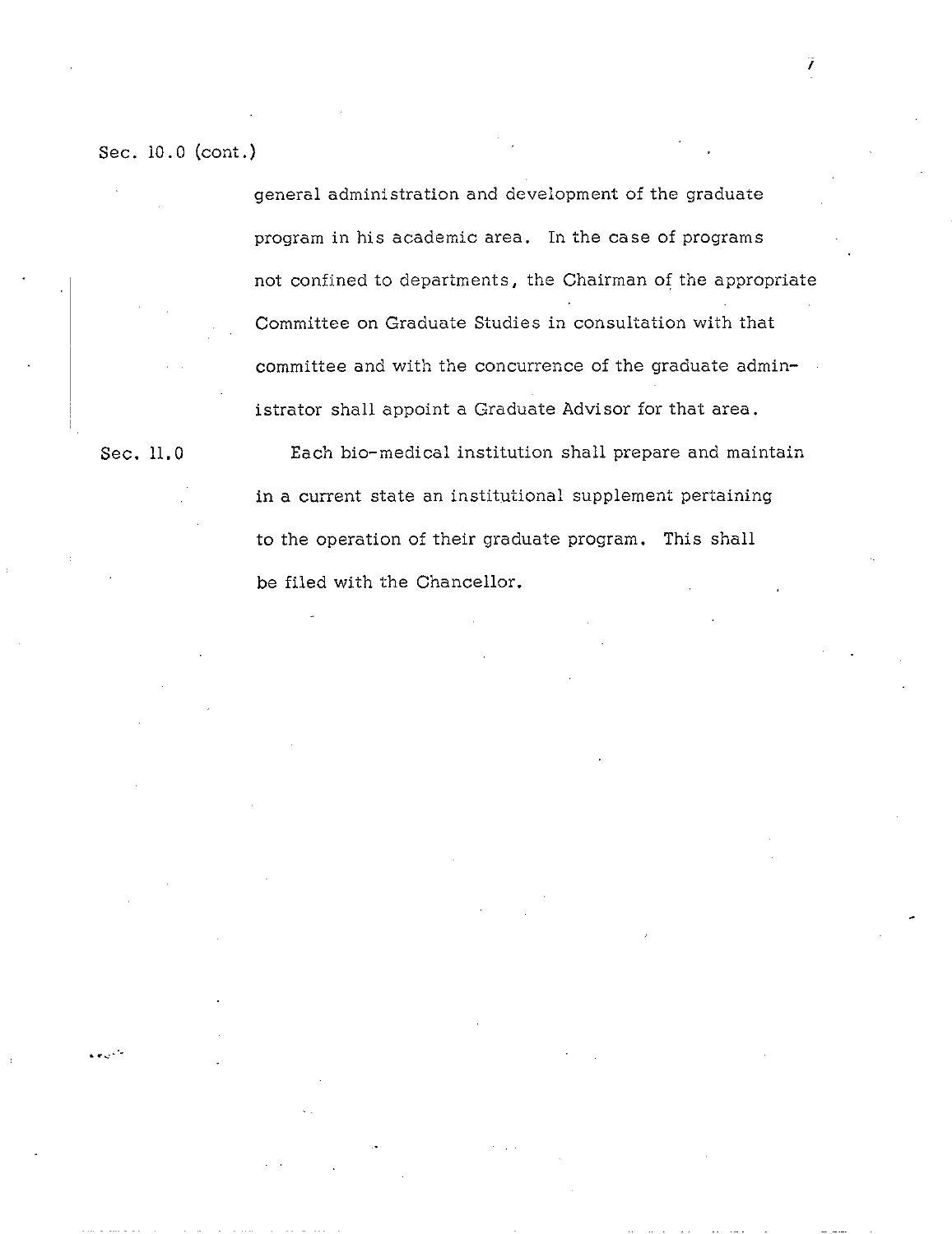Sec. 10.0 (cont.)

general administration and development of the graduate program in his academic area. In the case of programs not confined to departments, the Chairman of the appropriate Committee on Graduate Studies in consultation with that committee and with the concurrence of the graduate administrator shall appoint a Graduate Advisor for that area.

Sec. 11.0

Each bio-medical institution shall prepare and maintain in a current state an institutional supplement pertaining to the operation of their graduate program. This shall be filed with the Chancellor.